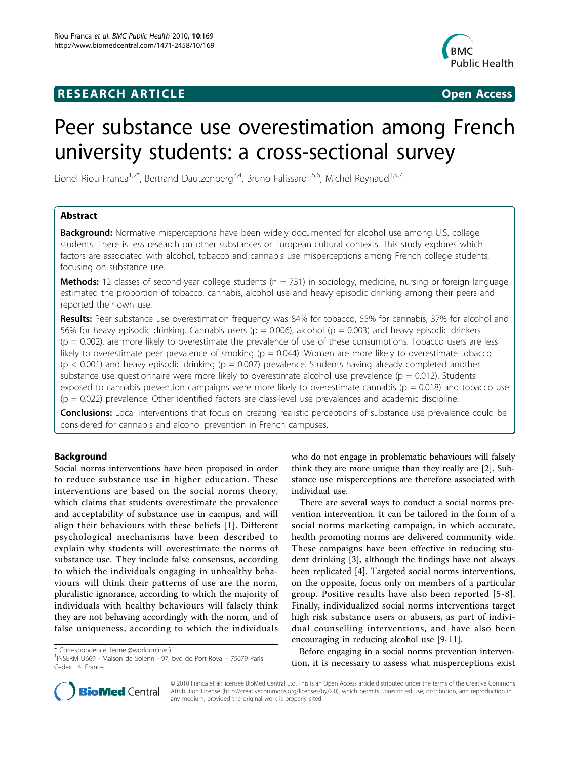RESEARCH ARTICLE Open Access

# Peer substance use overestimation among French university students: a cross-sectional survey

Lionel Riou Franca[1,2*], Bertrand Dautzenberg[3,4], Bruno Falissard[1,5,6], Michel Reynaud[1,5,7]

## Abstract

**Background:** Normative misperceptions have been widely documented for alcohol use among U.S. college students. There is less research on other substances or European cultural contexts. This study explores which factors are associated with alcohol, tobacco and cannabis use misperceptions among French college students, focusing on substance use.

**Methods:** 12 classes of second-year college students (n = 731) in sociology, medicine, nursing or foreign language estimated the proportion of tobacco, cannabis, alcohol use and heavy episodic drinking among their peers and reported their own use.

**Results:** Peer substance use overestimation frequency was 84% for tobacco, 55% for cannabis, 37% for alcohol and 56% for heavy episodic drinking. Cannabis users ($p = 0.006$), alcohol ($p = 0.003$) and heavy episodic drinkers ($p = 0.002$), are more likely to overestimate the prevalence of use of these consumptions. Tobacco users are less likely to overestimate peer prevalence of smoking ($p = 0.044$). Women are more likely to overestimate tobacco ($p < 0.001$) and heavy episodic drinking ($p = 0.007$) prevalence. Students having already completed another substance use questionnaire were more likely to overestimate alcohol use prevalence ($p = 0.012$). Students exposed to cannabis prevention campaigns were more likely to overestimate cannabis ($p = 0.018$) and tobacco use ($p = 0.022$) prevalence. Other identified factors are class-level use prevalences and academic discipline.

**Conclusions:** Local interventions that focus on creating realistic perceptions of substance use prevalence could be considered for cannabis and alcohol prevention in French campuses.

## Background

Social norms interventions have been proposed in order to reduce substance use in higher education. These interventions are based on the social norms theory, which claims that students overestimate the prevalence and acceptability of substance use in campus, and will align their behaviours with these beliefs [1]. Different psychological mechanisms have been described to explain why students will overestimate the norms of substance use. They include false consensus, according to which the individuals engaging in unhealthy behaviours will think their patterns of use are the norm, pluralistic ignorance, according to which the majority of individuals with healthy behaviours will falsely think they are not behaving accordingly with the norm, and of false uniqueness, according to which the individuals who do not engage in problematic behaviours will falsely think they are more unique than they really are [2]. Substance use misperceptions are therefore associated with individual use.

There are several ways to conduct a social norms prevention intervention. It can be tailored in the form of a social norms marketing campaign, in which accurate, health promoting norms are delivered community wide. These campaigns have been effective in reducing student drinking [3], although the findings have not always been replicated [4]. Targeted social norms interventions, on the opposite, focus only on members of a particular group. Positive results have also been reported [5-8]. Finally, individualized social norms interventions target high risk substance users or abusers, as part of individual counselling interventions, and have also been encouraging in reducing alcohol use [9-11].

Before engaging in a social norms prevention intervention, it is necessary to assess what misperceptions exist

\* Correspondence: leonel@worldonline.fr
[1]INSERM U669 - Maison de Solenn - 97, bvd de Port-Royal - 75679 Paris Cedex 14, France

© 2010 Franca et al; licensee BioMed Central Ltd. This is an Open Access article distributed under the terms of the Creative Commons Attribution License (http://creativecommons.org/licenses/by/2.0), which permits unrestricted use, distribution, and reproduction in any medium, provided the original work is properly cited.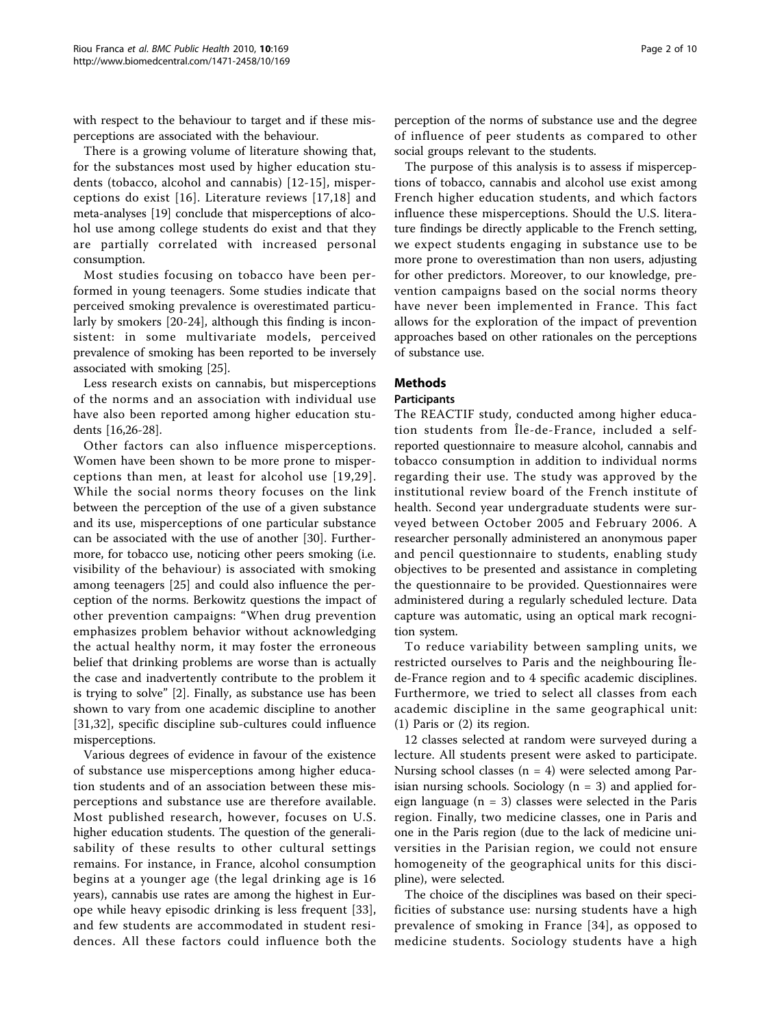with respect to the behaviour to target and if these misperceptions are associated with the behaviour.

There is a growing volume of literature showing that, for the substances most used by higher education students (tobacco, alcohol and cannabis) [12-15], misperceptions do exist [16]. Literature reviews [17,18] and meta-analyses [19] conclude that misperceptions of alcohol use among college students do exist and that they are partially correlated with increased personal consumption.

Most studies focusing on tobacco have been performed in young teenagers. Some studies indicate that perceived smoking prevalence is overestimated particularly by smokers [20-24], although this finding is inconsistent: in some multivariate models, perceived prevalence of smoking has been reported to be inversely associated with smoking [25].

Less research exists on cannabis, but misperceptions of the norms and an association with individual use have also been reported among higher education students [16,26-28].

Other factors can also influence misperceptions. Women have been shown to be more prone to misperceptions than men, at least for alcohol use [19,29]. While the social norms theory focuses on the link between the perception of the use of a given substance and its use, misperceptions of one particular substance can be associated with the use of another [30]. Furthermore, for tobacco use, noticing other peers smoking (i.e. visibility of the behaviour) is associated with smoking among teenagers [25] and could also influence the perception of the norms. Berkowitz questions the impact of other prevention campaigns: "When drug prevention emphasizes problem behavior without acknowledging the actual healthy norm, it may foster the erroneous belief that drinking problems are worse than is actually the case and inadvertently contribute to the problem it is trying to solve" [2]. Finally, as substance use has been shown to vary from one academic discipline to another [31,32], specific discipline sub-cultures could influence misperceptions.

Various degrees of evidence in favour of the existence of substance use misperceptions among higher education students and of an association between these misperceptions and substance use are therefore available. Most published research, however, focuses on U.S. higher education students. The question of the generalisability of these results to other cultural settings remains. For instance, in France, alcohol consumption begins at a younger age (the legal drinking age is 16 years), cannabis use rates are among the highest in Europe while heavy episodic drinking is less frequent [33], and few students are accommodated in student residences. All these factors could influence both the perception of the norms of substance use and the degree of influence of peer students as compared to other social groups relevant to the students.

The purpose of this analysis is to assess if misperceptions of tobacco, cannabis and alcohol use exist among French higher education students, and which factors influence these misperceptions. Should the U.S. literature findings be directly applicable to the French setting, we expect students engaging in substance use to be more prone to overestimation than non users, adjusting for other predictors. Moreover, to our knowledge, prevention campaigns based on the social norms theory have never been implemented in France. This fact allows for the exploration of the impact of prevention approaches based on other rationales on the perceptions of substance use.

## Methods

### Participants

The REACTIF study, conducted among higher education students from Île-de-France, included a self-reported questionnaire to measure alcohol, cannabis and tobacco consumption in addition to individual norms regarding their use. The study was approved by the institutional review board of the French institute of health. Second year undergraduate students were surveyed between October 2005 and February 2006. A researcher personally administered an anonymous paper and pencil questionnaire to students, enabling study objectives to be presented and assistance in completing the questionnaire to be provided. Questionnaires were administered during a regularly scheduled lecture. Data capture was automatic, using an optical mark recognition system.

To reduce variability between sampling units, we restricted ourselves to Paris and the neighbouring Île-de-France region and to 4 specific academic disciplines. Furthermore, we tried to select all classes from each academic discipline in the same geographical unit: (1) Paris or (2) its region.

12 classes selected at random were surveyed during a lecture. All students present were asked to participate. Nursing school classes (n = 4) were selected among Parisian nursing schools. Sociology (n = 3) and applied foreign language (n = 3) classes were selected in the Paris region. Finally, two medicine classes, one in Paris and one in the Paris region (due to the lack of medicine universities in the Parisian region, we could not ensure homogeneity of the geographical units for this discipline), were selected.

The choice of the disciplines was based on their specificities of substance use: nursing students have a high prevalence of smoking in France [34], as opposed to medicine students. Sociology students have a high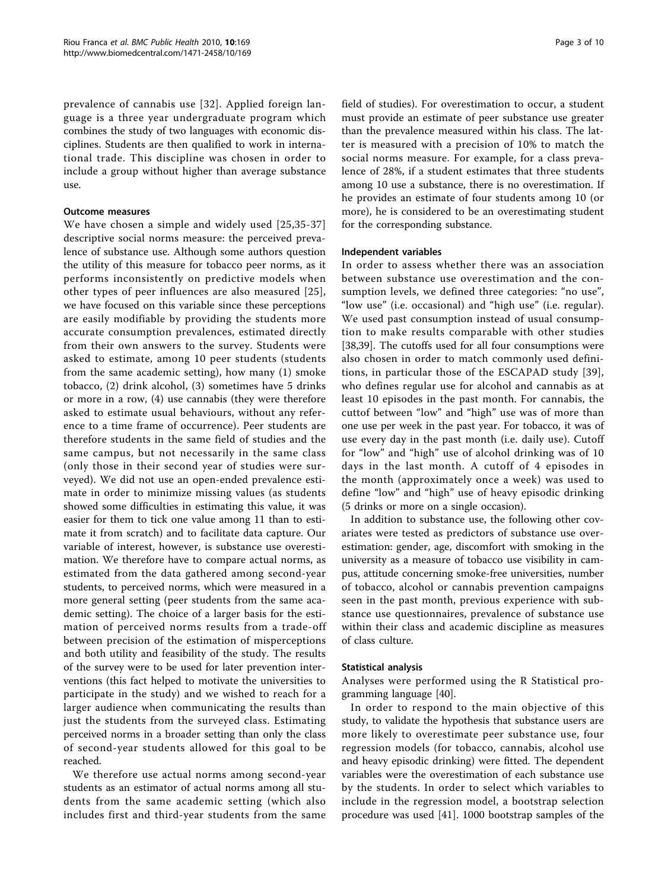prevalence of cannabis use [32]. Applied foreign language is a three year undergraduate program which combines the study of two languages with economic disciplines. Students are then qualified to work in international trade. This discipline was chosen in order to include a group without higher than average substance use.

### Outcome measures

We have chosen a simple and widely used [25,35-37] descriptive social norms measure: the perceived prevalence of substance use. Although some authors question the utility of this measure for tobacco peer norms, as it performs inconsistently on predictive models when other types of peer influences are also measured [25], we have focused on this variable since these perceptions are easily modifiable by providing the students more accurate consumption prevalences, estimated directly from their own answers to the survey. Students were asked to estimate, among 10 peer students (students from the same academic setting), how many (1) smoke tobacco, (2) drink alcohol, (3) sometimes have 5 drinks or more in a row, (4) use cannabis (they were therefore asked to estimate usual behaviours, without any reference to a time frame of occurrence). Peer students are therefore students in the same field of studies and the same campus, but not necessarily in the same class (only those in their second year of studies were surveyed). We did not use an open-ended prevalence estimate in order to minimize missing values (as students showed some difficulties in estimating this value, it was easier for them to tick one value among 11 than to estimate it from scratch) and to facilitate data capture. Our variable of interest, however, is substance use overestimation. We therefore have to compare actual norms, as estimated from the data gathered among second-year students, to perceived norms, which were measured in a more general setting (peer students from the same academic setting). The choice of a larger basis for the estimation of perceived norms results from a trade-off between precision of the estimation of misperceptions and both utility and feasibility of the study. The results of the survey were to be used for later prevention interventions (this fact helped to motivate the universities to participate in the study) and we wished to reach for a larger audience when communicating the results than just the students from the surveyed class. Estimating perceived norms in a broader setting than only the class of second-year students allowed for this goal to be reached.

We therefore use actual norms among second-year students as an estimator of actual norms among all students from the same academic setting (which also includes first and third-year students from the same field of studies). For overestimation to occur, a student must provide an estimate of peer substance use greater than the prevalence measured within his class. The latter is measured with a precision of 10% to match the social norms measure. For example, for a class prevalence of 28%, if a student estimates that three students among 10 use a substance, there is no overestimation. If he provides an estimate of four students among 10 (or more), he is considered to be an overestimating student for the corresponding substance.

### Independent variables

In order to assess whether there was an association between substance use overestimation and the consumption levels, we defined three categories: "no use", "low use" (i.e. occasional) and "high use" (i.e. regular). We used past consumption instead of usual consumption to make results comparable with other studies [38,39]. The cutoffs used for all four consumptions were also chosen in order to match commonly used definitions, in particular those of the ESCAPAD study [39], who defines regular use for alcohol and cannabis as at least 10 episodes in the past month. For cannabis, the cuttof between "low" and "high" use was of more than one use per week in the past year. For tobacco, it was of use every day in the past month (i.e. daily use). Cutoff for "low" and "high" use of alcohol drinking was of 10 days in the last month. A cutoff of 4 episodes in the month (approximately once a week) was used to define "low" and "high" use of heavy episodic drinking (5 drinks or more on a single occasion).

In addition to substance use, the following other covariates were tested as predictors of substance use overestimation: gender, age, discomfort with smoking in the university as a measure of tobacco use visibility in campus, attitude concerning smoke-free universities, number of tobacco, alcohol or cannabis prevention campaigns seen in the past month, previous experience with substance use questionnaires, prevalence of substance use within their class and academic discipline as measures of class culture.

### Statistical analysis

Analyses were performed using the R Statistical programming language [40].

In order to respond to the main objective of this study, to validate the hypothesis that substance users are more likely to overestimate peer substance use, four regression models (for tobacco, cannabis, alcohol use and heavy episodic drinking) were fitted. The dependent variables were the overestimation of each substance use by the students. In order to select which variables to include in the regression model, a bootstrap selection procedure was used [41]. 1000 bootstrap samples of the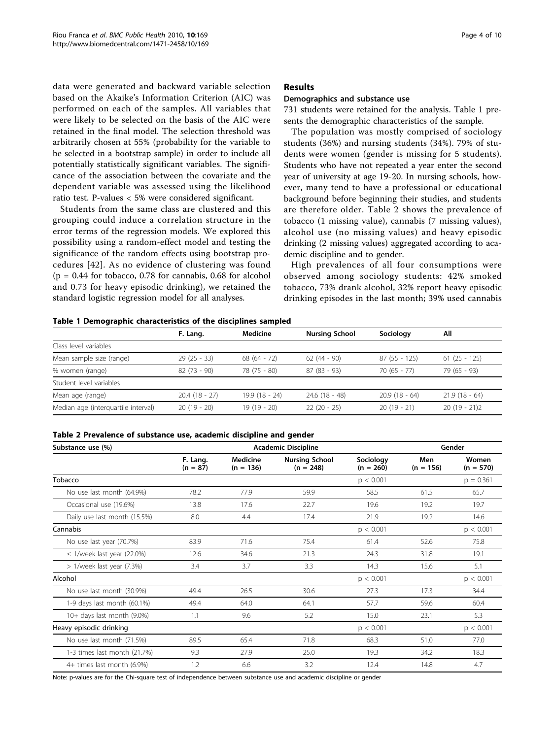data were generated and backward variable selection based on the Akaike's Information Criterion (AIC) was performed on each of the samples. All variables that were likely to be selected on the basis of the AIC were retained in the final model. The selection threshold was arbitrarily chosen at 55% (probability for the variable to be selected in a bootstrap sample) in order to include all potentially statistically significant variables. The significance of the association between the covariate and the dependent variable was assessed using the likelihood ratio test. P-values < 5% were considered significant.

Students from the same class are clustered and this grouping could induce a correlation structure in the error terms of the regression models. We explored this possibility using a random-effect model and testing the significance of the random effects using bootstrap procedures [42]. As no evidence of clustering was found ($p = 0.44$ for tobacco, 0.78 for cannabis, 0.68 for alcohol and 0.73 for heavy episodic drinking), we retained the standard logistic regression model for all analyses.

## Results

### Demographics and substance use

731 students were retained for the analysis. Table 1 presents the demographic characteristics of the sample.

The population was mostly comprised of sociology students (36%) and nursing students (34%). 79% of students were women (gender is missing for 5 students). Students who have not repeated a year enter the second year of university at age 19-20. In nursing schools, however, many tend to have a professional or educational background before beginning their studies, and students are therefore older. Table 2 shows the prevalence of tobacco (1 missing value), cannabis (7 missing values), alcohol use (no missing values) and heavy episodic drinking (2 missing values) aggregated according to academic discipline and to gender.

High prevalences of all four consumptions were observed among sociology students: 42% smoked tobacco, 73% drank alcohol, 32% report heavy episodic drinking episodes in the last month; 39% used cannabis

**Table 1 Demographic characteristics of the disciplines sampled**

| | F. Lang. | Medicine | Nursing School | Sociology | All |
|---|---|---|---|---|---|
| Class level variables | | | | | |
| Mean sample size (range) | 29 (25 - 33) | 68 (64 - 72) | 62 (44 - 90) | 87 (55 - 125) | 61 (25 - 125) |
| % women (range) | 82 (73 - 90) | 78 (75 - 80) | 87 (83 - 93) | 70 (65 - 77) | 79 (65 - 93) |
| Student level variables | | | | | |
| Mean age (range) | 20.4 (18 - 27) | 19.9 (18 - 24) | 24.6 (18 - 48) | 20.9 (18 - 64) | 21.9 (18 - 64) |
| Median age (interquartile interval) | 20 (19 - 20) | 19 (19 - 20) | 22 (20 - 25) | 20 (19 - 21) | 20 (19 - 21)2 |

**Table 2 Prevalence of substance use, academic discipline and gender**

| Substance use (%) | Academic Discipline | | | | Gender | |
|---|---|---|---|---|---|---|
| | F. Lang. (n = 87) | Medicine (n = 136) | Nursing School (n = 248) | Sociology (n = 260) | Men (n = 156) | Women (n = 570) |
| Tobacco | | | | $p < 0.001$ | | $p = 0.361$ |
| No use last month (64.9%) | 78.2 | 77.9 | 59.9 | 58.5 | 61.5 | 65.7 |
| Occasional use (19.6%) | 13.8 | 17.6 | 22.7 | 19.6 | 19.2 | 19.7 |
| Daily use last month (15.5%) | 8.0 | 4.4 | 17.4 | 21.9 | 19.2 | 14.6 |
| Cannabis | | | | $p < 0.001$ | | $p < 0.001$ |
| No use last year (70.7%) | 83.9 | 71.6 | 75.4 | 61.4 | 52.6 | 75.8 |
| ≤ 1/week last year (22.0%) | 12.6 | 34.6 | 21.3 | 24.3 | 31.8 | 19.1 |
| > 1/week last year (7.3%) | 3.4 | 3.7 | 3.3 | 14.3 | 15.6 | 5.1 |
| Alcohol | | | | $p < 0.001$ | | $p < 0.001$ |
| No use last month (30.9%) | 49.4 | 26.5 | 30.6 | 27.3 | 17.3 | 34.4 |
| 1-9 days last month (60.1%) | 49.4 | 64.0 | 64.1 | 57.7 | 59.6 | 60.4 |
| 10+ days last month (9.0%) | 1.1 | 9.6 | 5.2 | 15.0 | 23.1 | 5.3 |
| Heavy episodic drinking | | | | $p < 0.001$ | | $p < 0.001$ |
| No use last month (71.5%) | 89.5 | 65.4 | 71.8 | 68.3 | 51.0 | 77.0 |
| 1-3 times last month (21.7%) | 9.3 | 27.9 | 25.0 | 19.3 | 34.2 | 18.3 |
| 4+ times last month (6.9%) | 1.2 | 6.6 | 3.2 | 12.4 | 14.8 | 4.7 |

Note: p-values are for the Chi-square test of independence between substance use and academic discipline or gender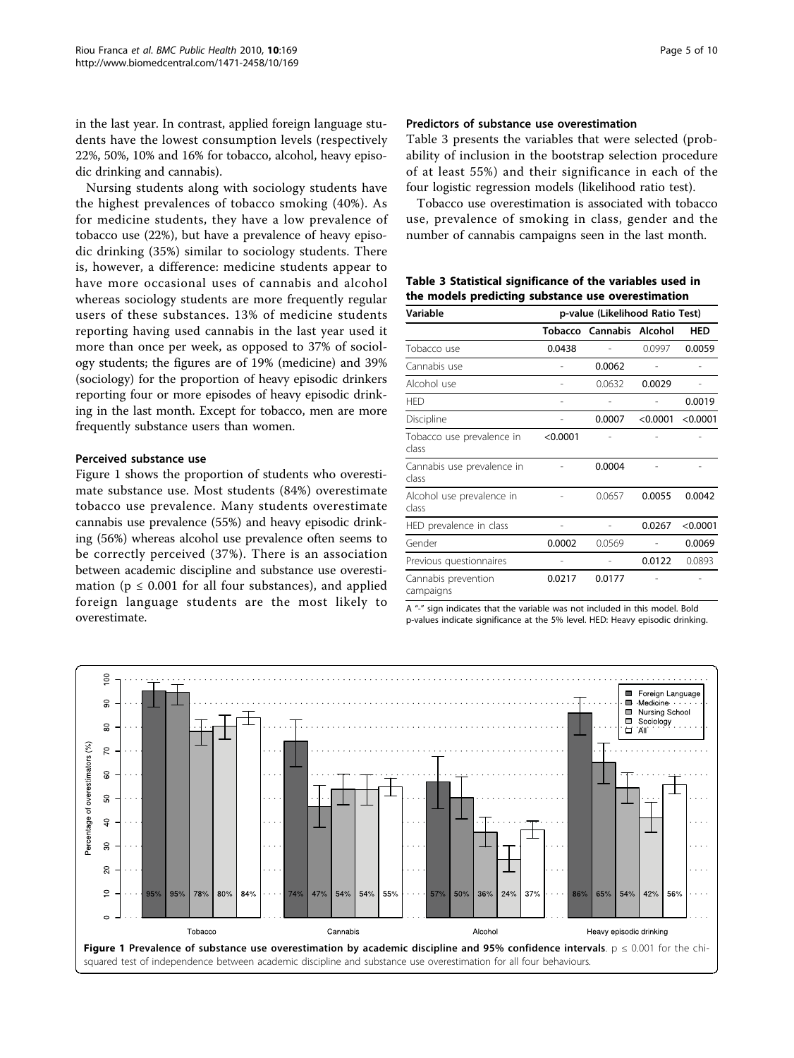in the last year. In contrast, applied foreign language students have the lowest consumption levels (respectively 22%, 50%, 10% and 16% for tobacco, alcohol, heavy episodic drinking and cannabis).

Nursing students along with sociology students have the highest prevalences of tobacco smoking (40%). As for medicine students, they have a low prevalence of tobacco use (22%), but have a prevalence of heavy episodic drinking (35%) similar to sociology students. There is, however, a difference: medicine students appear to have more occasional uses of cannabis and alcohol whereas sociology students are more frequently regular users of these substances. 13% of medicine students reporting having used cannabis in the last year used it more than once per week, as opposed to 37% of sociology students; the figures are of 19% (medicine) and 39% (sociology) for the proportion of heavy episodic drinkers reporting four or more episodes of heavy episodic drinking in the last month. Except for tobacco, men are more frequently substance users than women.

### Perceived substance use

Figure 1 shows the proportion of students who overestimate substance use. Most students (84%) overestimate tobacco use prevalence. Many students overestimate cannabis use prevalence (55%) and heavy episodic drinking (56%) whereas alcohol use prevalence often seems to be correctly perceived (37%). There is an association between academic discipline and substance use overestimation ($p \leq 0.001$ for all four substances), and applied foreign language students are the most likely to overestimate.

### Predictors of substance use overestimation

Table 3 presents the variables that were selected (probability of inclusion in the bootstrap selection procedure of at least 55%) and their significance in each of the four logistic regression models (likelihood ratio test).

Tobacco use overestimation is associated with tobacco use, prevalence of smoking in class, gender and the number of cannabis campaigns seen in the last month.

**Table 3 Statistical significance of the variables used in the models predicting substance use overestimation**

| Variable | p-value (Likelihood Ratio Test) | | | |
|---|---|---|---|---|
| | Tobacco | Cannabis | Alcohol | HED |
| Tobacco use | **0.0438** | - | 0.0997 | **0.0059** |
| Cannabis use | - | **0.0062** | - | - |
| Alcohol use | - | 0.0632 | **0.0029** | - |
| HED | - | - | - | **0.0019** |
| Discipline | - | **0.0007** | **<0.0001** | **<0.0001** |
| Tobacco use prevalence in class | **<0.0001** | - | - | - |
| Cannabis use prevalence in class | - | **0.0004** | - | - |
| Alcohol use prevalence in class | - | 0.0657 | **0.0055** | **0.0042** |
| HED prevalence in class | - | - | **0.0267** | **<0.0001** |
| Gender | **0.0002** | 0.0569 | - | **0.0069** |
| Previous questionnaires | - | - | **0.0122** | 0.0893 |
| Cannabis prevention campaigns | **0.0217** | **0.0177** | - | - |

A "-" sign indicates that the variable was not included in this model. Bold p-values indicate significance at the 5% level. HED: Heavy episodic drinking.

**Figure 1 Prevalence of substance use overestimation by academic discipline and 95% confidence intervals**. $p \leq 0.001$ for the chi-squared test of independence between academic discipline and substance use overestimation for all four behaviours.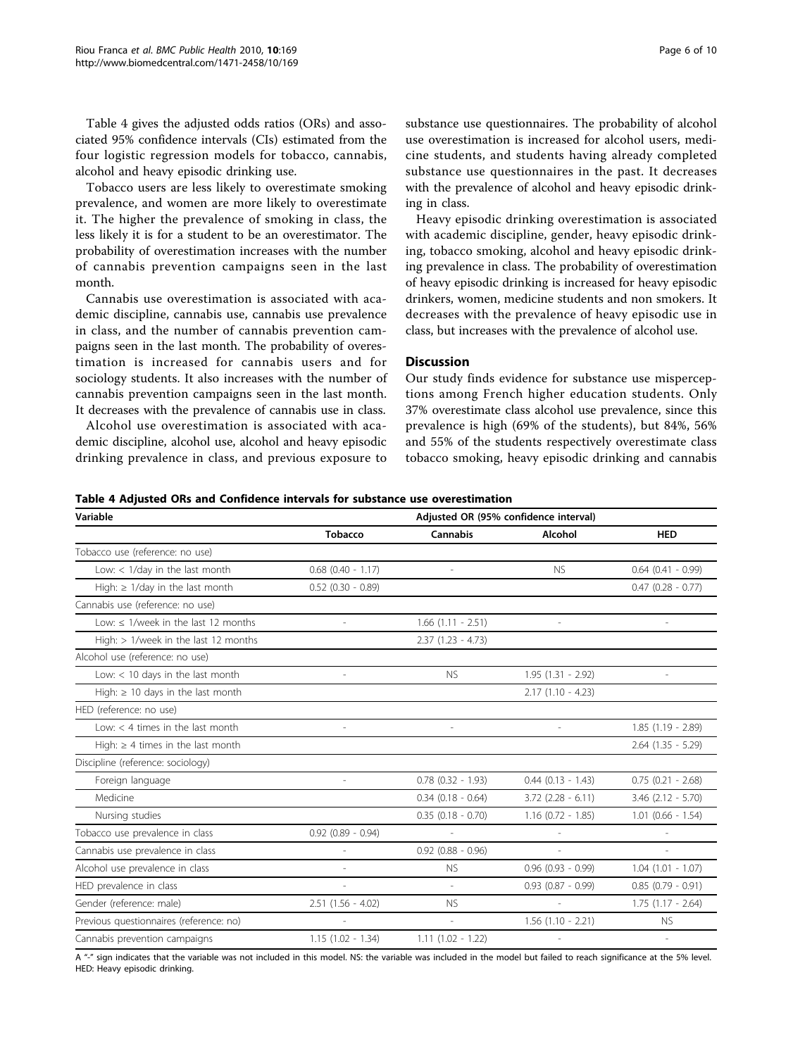Table 4 gives the adjusted odds ratios (ORs) and associated 95% confidence intervals (CIs) estimated from the four logistic regression models for tobacco, cannabis, alcohol and heavy episodic drinking use.

Tobacco users are less likely to overestimate smoking prevalence, and women are more likely to overestimate it. The higher the prevalence of smoking in class, the less likely it is for a student to be an overestimator. The probability of overestimation increases with the number of cannabis prevention campaigns seen in the last month.

Cannabis use overestimation is associated with academic discipline, cannabis use, cannabis use prevalence in class, and the number of cannabis prevention campaigns seen in the last month. The probability of overestimation is increased for cannabis users and for sociology students. It also increases with the number of cannabis prevention campaigns seen in the last month. It decreases with the prevalence of cannabis use in class.

Alcohol use overestimation is associated with academic discipline, alcohol use, alcohol and heavy episodic drinking prevalence in class, and previous exposure to substance use questionnaires. The probability of alcohol use overestimation is increased for alcohol users, medicine students, and students having already completed substance use questionnaires in the past. It decreases with the prevalence of alcohol and heavy episodic drinking in class.

Heavy episodic drinking overestimation is associated with academic discipline, gender, heavy episodic drinking, tobacco smoking, alcohol and heavy episodic drinking prevalence in class. The probability of overestimation of heavy episodic drinking is increased for heavy episodic drinkers, women, medicine students and non smokers. It decreases with the prevalence of heavy episodic use in class, but increases with the prevalence of alcohol use.

## Discussion

Our study finds evidence for substance use misperceptions among French higher education students. Only 37% overestimate class alcohol use prevalence, since this prevalence is high (69% of the students), but 84%, 56% and 55% of the students respectively overestimate class tobacco smoking, heavy episodic drinking and cannabis

**Table 4 Adjusted ORs and Confidence intervals for substance use overestimation**

| Variable | Adjusted OR (95% confidence interval) | | | |
|---|---|---|---|---|
| | **Tobacco** | **Cannabis** | **Alcohol** | **HED** |
| Tobacco use (reference: no use) | | | | |
| Low: < 1/day in the last month | 0.68 (0.40 - 1.17) | - | NS | 0.64 (0.41 - 0.99) |
| High: ≥ 1/day in the last month | 0.52 (0.30 - 0.89) | | | 0.47 (0.28 - 0.77) |
| Cannabis use (reference: no use) | | | | |
| Low: ≤ 1/week in the last 12 months | - | 1.66 (1.11 - 2.51) | - | - |
| High: > 1/week in the last 12 months | | 2.37 (1.23 - 4.73) | | |
| Alcohol use (reference: no use) | | | | |
| Low: < 10 days in the last month | - | NS | 1.95 (1.31 - 2.92) | - |
| High: ≥ 10 days in the last month | | | 2.17 (1.10 - 4.23) | |
| HED (reference: no use) | | | | |
| Low: < 4 times in the last month | - | - | - | 1.85 (1.19 - 2.89) |
| High: ≥ 4 times in the last month | | | | 2.64 (1.35 - 5.29) |
| Discipline (reference: sociology) | | | | |
| Foreign language | - | 0.78 (0.32 - 1.93) | 0.44 (0.13 - 1.43) | 0.75 (0.21 - 2.68) |
| Medicine | | 0.34 (0.18 - 0.64) | 3.72 (2.28 - 6.11) | 3.46 (2.12 - 5.70) |
| Nursing studies | | 0.35 (0.18 - 0.70) | 1.16 (0.72 - 1.85) | 1.01 (0.66 - 1.54) |
| Tobacco use prevalence in class | 0.92 (0.89 - 0.94) | - | - | - |
| Cannabis use prevalence in class | - | 0.92 (0.88 - 0.96) | - | - |
| Alcohol use prevalence in class | - | NS | 0.96 (0.93 - 0.99) | 1.04 (1.01 - 1.07) |
| HED prevalence in class | - | - | 0.93 (0.87 - 0.99) | 0.85 (0.79 - 0.91) |
| Gender (reference: male) | 2.51 (1.56 - 4.02) | NS | - | 1.75 (1.17 - 2.64) |
| Previous questionnaires (reference: no) | - | - | 1.56 (1.10 - 2.21) | NS |
| Cannabis prevention campaigns | 1.15 (1.02 - 1.34) | 1.11 (1.02 - 1.22) | - | - |

A "-" sign indicates that the variable was not included in this model. NS: the variable was included in the model but failed to reach significance at the 5% level. HED: Heavy episodic drinking.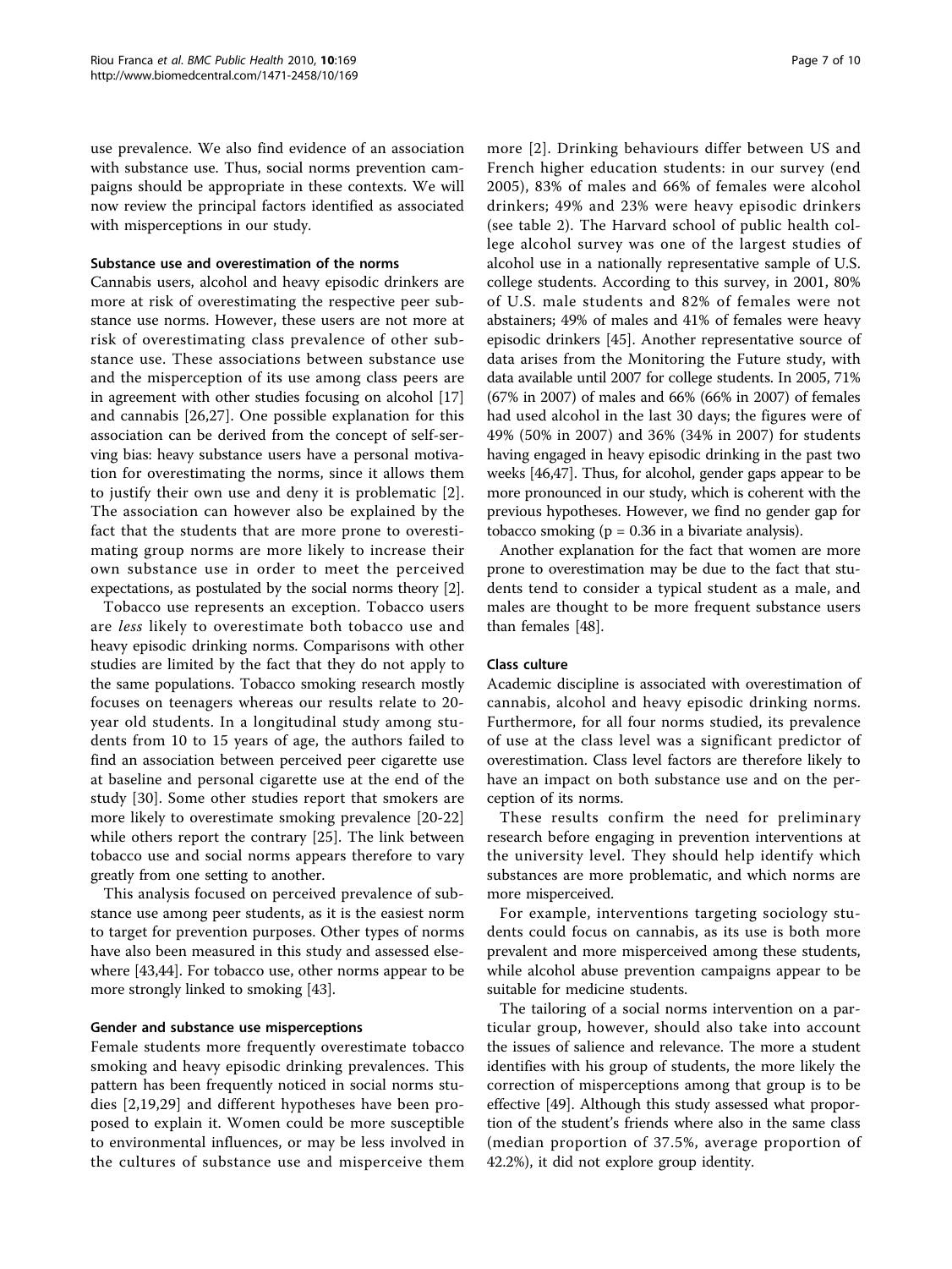use prevalence. We also find evidence of an association with substance use. Thus, social norms prevention campaigns should be appropriate in these contexts. We will now review the principal factors identified as associated with misperceptions in our study.

#### Substance use and overestimation of the norms

Cannabis users, alcohol and heavy episodic drinkers are more at risk of overestimating the respective peer substance use norms. However, these users are not more at risk of overestimating class prevalence of other substance use. These associations between substance use and the misperception of its use among class peers are in agreement with other studies focusing on alcohol [17] and cannabis [26,27]. One possible explanation for this association can be derived from the concept of self-serving bias: heavy substance users have a personal motivation for overestimating the norms, since it allows them to justify their own use and deny it is problematic [2]. The association can however also be explained by the fact that the students that are more prone to overestimating group norms are more likely to increase their own substance use in order to meet the perceived expectations, as postulated by the social norms theory [2].

Tobacco use represents an exception. Tobacco users are *less* likely to overestimate both tobacco use and heavy episodic drinking norms. Comparisons with other studies are limited by the fact that they do not apply to the same populations. Tobacco smoking research mostly focuses on teenagers whereas our results relate to 20-year old students. In a longitudinal study among students from 10 to 15 years of age, the authors failed to find an association between perceived peer cigarette use at baseline and personal cigarette use at the end of the study [30]. Some other studies report that smokers are more likely to overestimate smoking prevalence [20-22] while others report the contrary [25]. The link between tobacco use and social norms appears therefore to vary greatly from one setting to another.

This analysis focused on perceived prevalence of substance use among peer students, as it is the easiest norm to target for prevention purposes. Other types of norms have also been measured in this study and assessed elsewhere [43,44]. For tobacco use, other norms appear to be more strongly linked to smoking [43].

#### Gender and substance use misperceptions

Female students more frequently overestimate tobacco smoking and heavy episodic drinking prevalences. This pattern has been frequently noticed in social norms studies [2,19,29] and different hypotheses have been proposed to explain it. Women could be more susceptible to environmental influences, or may be less involved in the cultures of substance use and misperceive them more [2]. Drinking behaviours differ between US and French higher education students: in our survey (end 2005), 83% of males and 66% of females were alcohol drinkers; 49% and 23% were heavy episodic drinkers (see table 2). The Harvard school of public health college alcohol survey was one of the largest studies of alcohol use in a nationally representative sample of U.S. college students. According to this survey, in 2001, 80% of U.S. male students and 82% of females were not abstainers; 49% of males and 41% of females were heavy episodic drinkers [45]. Another representative source of data arises from the Monitoring the Future study, with data available until 2007 for college students. In 2005, 71% (67% in 2007) of males and 66% (66% in 2007) of females had used alcohol in the last 30 days; the figures were of 49% (50% in 2007) and 36% (34% in 2007) for students having engaged in heavy episodic drinking in the past two weeks [46,47]. Thus, for alcohol, gender gaps appear to be more pronounced in our study, which is coherent with the previous hypotheses. However, we find no gender gap for tobacco smoking ($p = 0.36$ in a bivariate analysis).

Another explanation for the fact that women are more prone to overestimation may be due to the fact that students tend to consider a typical student as a male, and males are thought to be more frequent substance users than females [48].

#### Class culture

Academic discipline is associated with overestimation of cannabis, alcohol and heavy episodic drinking norms. Furthermore, for all four norms studied, its prevalence of use at the class level was a significant predictor of overestimation. Class level factors are therefore likely to have an impact on both substance use and on the perception of its norms.

These results confirm the need for preliminary research before engaging in prevention interventions at the university level. They should help identify which substances are more problematic, and which norms are more misperceived.

For example, interventions targeting sociology students could focus on cannabis, as its use is both more prevalent and more misperceived among these students, while alcohol abuse prevention campaigns appear to be suitable for medicine students.

The tailoring of a social norms intervention on a particular group, however, should also take into account the issues of salience and relevance. The more a student identifies with his group of students, the more likely the correction of misperceptions among that group is to be effective [49]. Although this study assessed what proportion of the student's friends where also in the same class (median proportion of 37.5%, average proportion of 42.2%), it did not explore group identity.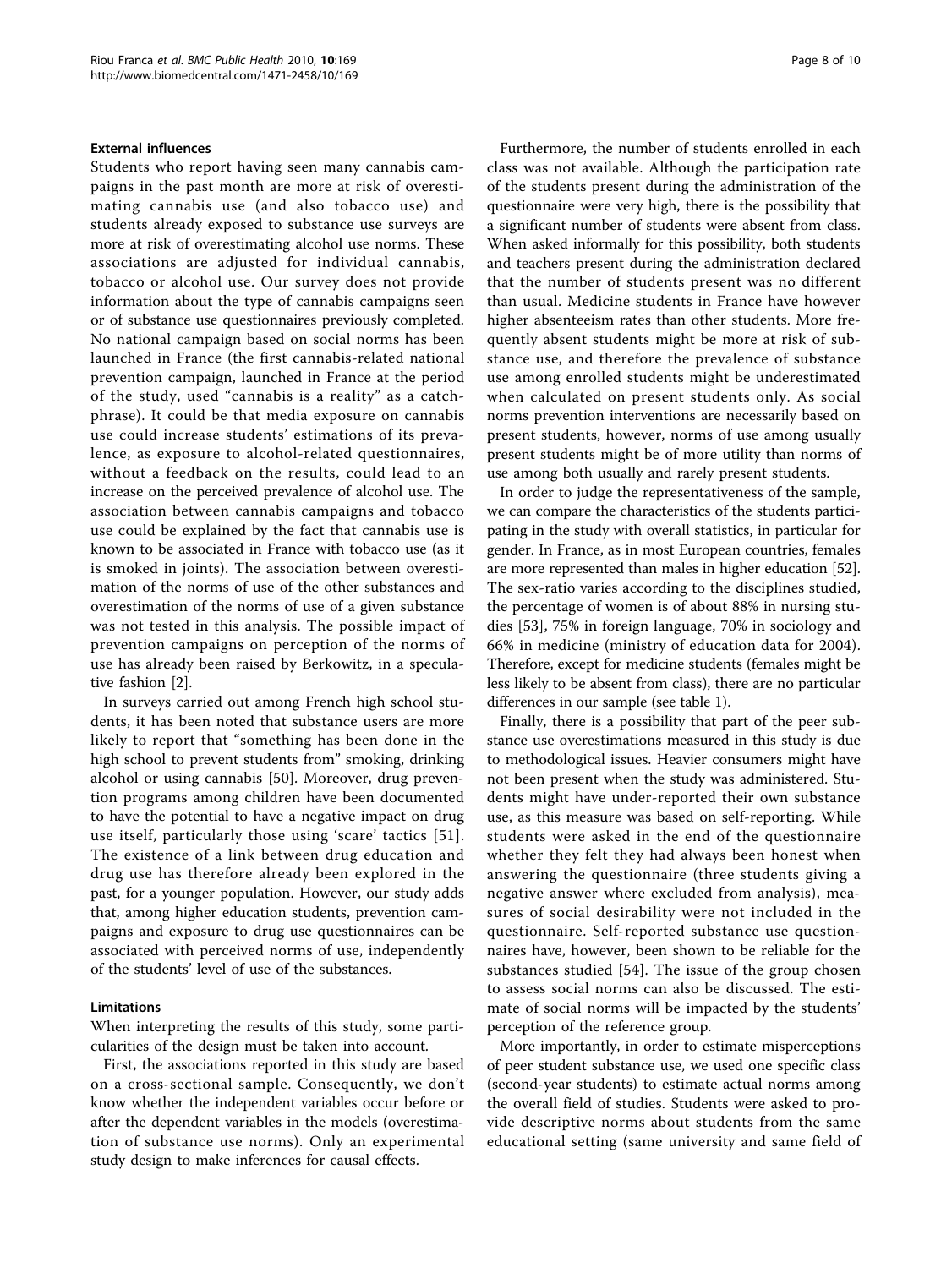### External influences

Students who report having seen many cannabis campaigns in the past month are more at risk of overestimating cannabis use (and also tobacco use) and students already exposed to substance use surveys are more at risk of overestimating alcohol use norms. These associations are adjusted for individual cannabis, tobacco or alcohol use. Our survey does not provide information about the type of cannabis campaigns seen or of substance use questionnaires previously completed. No national campaign based on social norms has been launched in France (the first cannabis-related national prevention campaign, launched in France at the period of the study, used "cannabis is a reality" as a catchphrase). It could be that media exposure on cannabis use could increase students' estimations of its prevalence, as exposure to alcohol-related questionnaires, without a feedback on the results, could lead to an increase on the perceived prevalence of alcohol use. The association between cannabis campaigns and tobacco use could be explained by the fact that cannabis use is known to be associated in France with tobacco use (as it is smoked in joints). The association between overestimation of the norms of use of the other substances and overestimation of the norms of use of a given substance was not tested in this analysis. The possible impact of prevention campaigns on perception of the norms of use has already been raised by Berkowitz, in a speculative fashion [2].

In surveys carried out among French high school students, it has been noted that substance users are more likely to report that "something has been done in the high school to prevent students from" smoking, drinking alcohol or using cannabis [50]. Moreover, drug prevention programs among children have been documented to have the potential to have a negative impact on drug use itself, particularly those using 'scare' tactics [51]. The existence of a link between drug education and drug use has therefore already been explored in the past, for a younger population. However, our study adds that, among higher education students, prevention campaigns and exposure to drug use questionnaires can be associated with perceived norms of use, independently of the students' level of use of the substances.

### Limitations

When interpreting the results of this study, some particularities of the design must be taken into account.

First, the associations reported in this study are based on a cross-sectional sample. Consequently, we don't know whether the independent variables occur before or after the dependent variables in the models (overestimation of substance use norms). Only an experimental study design to make inferences for causal effects.

Furthermore, the number of students enrolled in each class was not available. Although the participation rate of the students present during the administration of the questionnaire were very high, there is the possibility that a significant number of students were absent from class. When asked informally for this possibility, both students and teachers present during the administration declared that the number of students present was no different than usual. Medicine students in France have however higher absenteeism rates than other students. More frequently absent students might be more at risk of substance use, and therefore the prevalence of substance use among enrolled students might be underestimated when calculated on present students only. As social norms prevention interventions are necessarily based on present students, however, norms of use among usually present students might be of more utility than norms of use among both usually and rarely present students.

In order to judge the representativeness of the sample, we can compare the characteristics of the students participating in the study with overall statistics, in particular for gender. In France, as in most European countries, females are more represented than males in higher education [52]. The sex-ratio varies according to the disciplines studied, the percentage of women is of about 88% in nursing studies [53], 75% in foreign language, 70% in sociology and 66% in medicine (ministry of education data for 2004). Therefore, except for medicine students (females might be less likely to be absent from class), there are no particular differences in our sample (see table 1).

Finally, there is a possibility that part of the peer substance use overestimations measured in this study is due to methodological issues. Heavier consumers might have not been present when the study was administered. Students might have under-reported their own substance use, as this measure was based on self-reporting. While students were asked in the end of the questionnaire whether they felt they had always been honest when answering the questionnaire (three students giving a negative answer where excluded from analysis), measures of social desirability were not included in the questionnaire. Self-reported substance use questionnaires have, however, been shown to be reliable for the substances studied [54]. The issue of the group chosen to assess social norms can also be discussed. The estimate of social norms will be impacted by the students' perception of the reference group.

More importantly, in order to estimate misperceptions of peer student substance use, we used one specific class (second-year students) to estimate actual norms among the overall field of studies. Students were asked to provide descriptive norms about students from the same educational setting (same university and same field of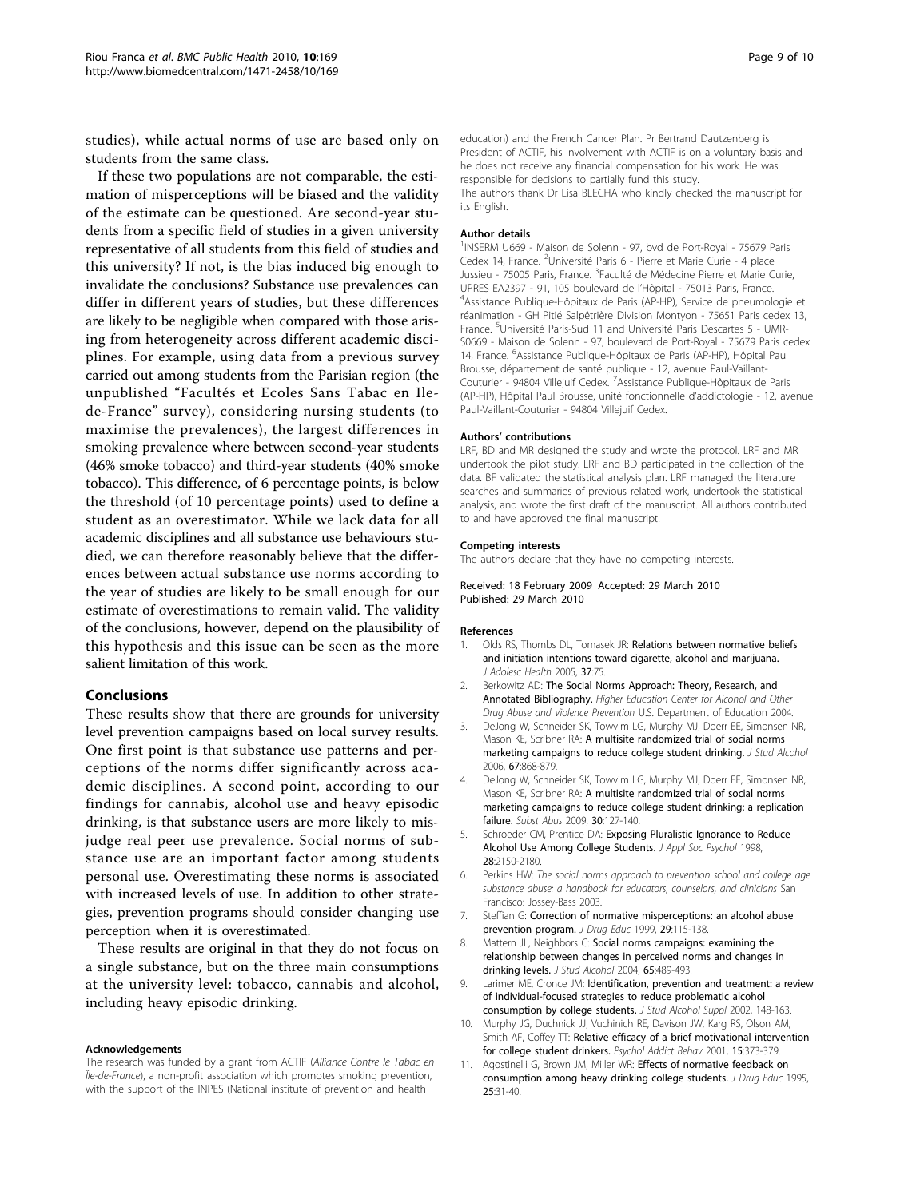studies), while actual norms of use are based only on students from the same class.

If these two populations are not comparable, the estimation of misperceptions will be biased and the validity of the estimate can be questioned. Are second-year students from a specific field of studies in a given university representative of all students from this field of studies and this university? If not, is the bias induced big enough to invalidate the conclusions? Substance use prevalences can differ in different years of studies, but these differences are likely to be negligible when compared with those arising from heterogeneity across different academic disciplines. For example, using data from a previous survey carried out among students from the Parisian region (the unpublished "Facultés et Ecoles Sans Tabac en Ile-de-France" survey), considering nursing students (to maximise the prevalences), the largest differences in smoking prevalence where between second-year students (46% smoke tobacco) and third-year students (40% smoke tobacco). This difference, of 6 percentage points, is below the threshold (of 10 percentage points) used to define a student as an overestimator. While we lack data for all academic disciplines and all substance use behaviours studied, we can therefore reasonably believe that the differences between actual substance use norms according to the year of studies are likely to be small enough for our estimate of overestimations to remain valid. The validity of the conclusions, however, depend on the plausibility of this hypothesis and this issue can be seen as the more salient limitation of this work.

## Conclusions

These results show that there are grounds for university level prevention campaigns based on local survey results. One first point is that substance use patterns and perceptions of the norms differ significantly across academic disciplines. A second point, according to our findings for cannabis, alcohol use and heavy episodic drinking, is that substance users are more likely to misjudge real peer use prevalence. Social norms of substance use are an important factor among students personal use. Overestimating these norms is associated with increased levels of use. In addition to other strategies, prevention programs should consider changing use perception when it is overestimated.

These results are original in that they do not focus on a single substance, but on the three main consumptions at the university level: tobacco, cannabis and alcohol, including heavy episodic drinking.

#### Acknowledgements

The research was funded by a grant from ACTIF (*Alliance Contre le Tabac en Île-de-France*), a non-profit association which promotes smoking prevention, with the support of the INPES (National institute of prevention and health education) and the French Cancer Plan. Pr Bertrand Dautzenberg is President of ACTIF, his involvement with ACTIF is on a voluntary basis and he does not receive any financial compensation for his work. He was responsible for decisions to partially fund this study.

The authors thank Dr Lisa BLECHA who kindly checked the manuscript for its English.

#### Author details

[1]INSERM U669 - Maison de Solenn - 97, bvd de Port-Royal - 75679 Paris Cedex 14, France. [2]Université Paris 6 - Pierre et Marie Curie - 4 place Jussieu - 75005 Paris, France. [3]Faculté de Médecine Pierre et Marie Curie, UPRES EA2397 - 91, 105 boulevard de l'Hôpital - 75013 Paris, France. [4]Assistance Publique-Hôpitaux de Paris (AP-HP), Service de pneumologie et réanimation - GH Pitié Salpêtrière Division Montyon - 75651 Paris cedex 13, France. [5]Université Paris-Sud 11 and Université Paris Descartes 5 - UMR-S0669 - Maison de Solenn - 97, boulevard de Port-Royal - 75679 Paris cedex 14, France. [6]Assistance Publique-Hôpitaux de Paris (AP-HP), Hôpital Paul Brousse, département de santé publique - 12, avenue Paul-Vaillant-Couturier - 94804 Villejuif Cedex. [7]Assistance Publique-Hôpitaux de Paris (AP-HP), Hôpital Paul Brousse, unité fonctionnelle d'addictologie - 12, avenue Paul-Vaillant-Couturier - 94804 Villejuif Cedex.

#### Authors' contributions

LRF, BD and MR designed the study and wrote the protocol. LRF and MR undertook the pilot study. LRF and BD participated in the collection of the data. BF validated the statistical analysis plan. LRF managed the literature searches and summaries of previous related work, undertook the statistical analysis, and wrote the first draft of the manuscript. All authors contributed to and have approved the final manuscript.

#### Competing interests

The authors declare that they have no competing interests.

Received: 18 February 2009 Accepted: 29 March 2010
Published: 29 March 2010

#### References

1. Olds RS, Thombs DL, Tomasek JR: **Relations between normative beliefs and initiation intentions toward cigarette, alcohol and marijuana.** *J Adolesc Health* 2005, **37**:75.
2. Berkowitz AD: **The Social Norms Approach: Theory, Research, and Annotated Bibliography.** *Higher Education Center for Alcohol and Other Drug Abuse and Violence Prevention* U.S. Department of Education 2004.
3. DeJong W, Schneider SK, Towvim LG, Murphy MJ, Doerr EE, Simonsen NR, Mason KE, Scribner RA: **A multisite randomized trial of social norms marketing campaigns to reduce college student drinking.** *J Stud Alcohol* 2006, **67**:868-879.
4. DeJong W, Schneider SK, Towvim LG, Murphy MJ, Doerr EE, Simonsen NR, Mason KE, Scribner RA: **A multisite randomized trial of social norms marketing campaigns to reduce college student drinking: a replication failure.** *Subst Abus* 2009, **30**:127-140.
5. Schroeder CM, Prentice DA: **Exposing Pluralistic Ignorance to Reduce Alcohol Use Among College Students.** *J Appl Soc Psychol* 1998, **28**:2150-2180.
6. Perkins HW: *The social norms approach to prevention school and college age substance abuse: a handbook for educators, counselors, and clinicians* San Francisco: Jossey-Bass 2003.
7. Steffian G: **Correction of normative misperceptions: an alcohol abuse prevention program.** *J Drug Educ* 1999, **29**:115-138.
8. Mattern JL, Neighbors C: **Social norms campaigns: examining the relationship between changes in perceived norms and changes in drinking levels.** *J Stud Alcohol* 2004, **65**:489-493.
9. Larimer ME, Cronce JM: **Identification, prevention and treatment: a review of individual-focused strategies to reduce problematic alcohol consumption by college students.** *J Stud Alcohol Suppl* 2002, 148-163.
10. Murphy JG, Duchnick JJ, Vuchinich RE, Davison JW, Karg RS, Olson AM, Smith AF, Coffey TT: **Relative efficacy of a brief motivational intervention for college student drinkers.** *Psychol Addict Behav* 2001, **15**:373-379.
11. Agostinelli G, Brown JM, Miller WR: **Effects of normative feedback on consumption among heavy drinking college students.** *J Drug Educ* 1995, **25**:31-40.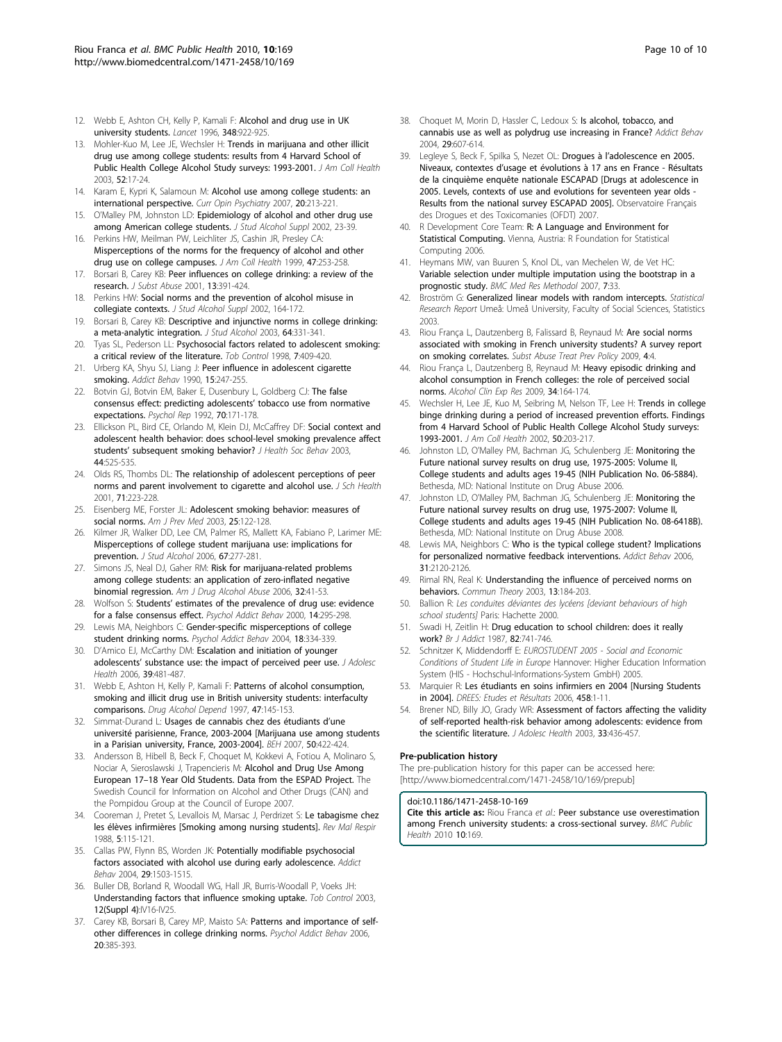12. Webb E, Ashton CH, Kelly P, Kamali F: **Alcohol and drug use in UK university students.** *Lancet* 1996, **348**:922-925.
13. Mohler-Kuo M, Lee JE, Wechsler H: **Trends in marijuana and other illicit drug use among college students: results from 4 Harvard School of Public Health College Alcohol Study surveys: 1993-2001.** *J Am Coll Health* 2003, **52**:17-24.
14. Karam E, Kypri K, Salamoun M: **Alcohol use among college students: an international perspective.** *Curr Opin Psychiatry* 2007, **20**:213-221.
15. O'Malley PM, Johnston LD: **Epidemiology of alcohol and other drug use among American college students.** *J Stud Alcohol Suppl* 2002, 23-39.
16. Perkins HW, Meilman PW, Leichliter JS, Cashin JR, Presley CA: **Misperceptions of the norms for the frequency of alcohol and other drug use on college campuses.** *J Am Coll Health* 1999, **47**:253-258.
17. Borsari B, Carey KB: **Peer influences on college drinking: a review of the research.** *J Subst Abuse* 2001, **13**:391-424.
18. Perkins HW: **Social norms and the prevention of alcohol misuse in collegiate contexts.** *J Stud Alcohol Suppl* 2002, 164-172.
19. Borsari B, Carey KB: **Descriptive and injunctive norms in college drinking: a meta-analytic integration.** *J Stud Alcohol* 2003, **64**:331-341.
20. Tyas SL, Pederson LL: **Psychosocial factors related to adolescent smoking: a critical review of the literature.** *Tob Control* 1998, **7**:409-420.
21. Urberg KA, Shyu SJ, Liang J: **Peer influence in adolescent cigarette smoking.** *Addict Behav* 1990, **15**:247-255.
22. Botvin GJ, Botvin EM, Baker E, Dusenbury L, Goldberg CJ: **The false consensus effect: predicting adolescents' tobacco use from normative expectations.** *Psychol Rep* 1992, **70**:171-178.
23. Ellickson PL, Bird CE, Orlando M, Klein DJ, McCaffrey DF: **Social context and adolescent health behavior: does school-level smoking prevalence affect students' subsequent smoking behavior?** *J Health Soc Behav* 2003, **44**:525-535.
24. Olds RS, Thombs DL: **The relationship of adolescent perceptions of peer norms and parent involvement to cigarette and alcohol use.** *J Sch Health* 2001, **71**:223-228.
25. Eisenberg ME, Forster JL: **Adolescent smoking behavior: measures of social norms.** *Am J Prev Med* 2003, **25**:122-128.
26. Kilmer JR, Walker DD, Lee CM, Palmer RS, Mallett KA, Fabiano P, Larimer ME: **Misperceptions of college student marijuana use: implications for prevention.** *J Stud Alcohol* 2006, **67**:277-281.
27. Simons JS, Neal DJ, Gaher RM: **Risk for marijuana-related problems among college students: an application of zero-inflated negative binomial regression.** *Am J Drug Alcohol Abuse* 2006, **32**:41-53.
28. Wolfson S: **Students' estimates of the prevalence of drug use: evidence for a false consensus effect.** *Psychol Addict Behav* 2000, **14**:295-298.
29. Lewis MA, Neighbors C: **Gender-specific misperceptions of college student drinking norms.** *Psychol Addict Behav* 2004, **18**:334-339.
30. D'Amico EJ, McCarthy DM: **Escalation and initiation of younger adolescents' substance use: the impact of perceived peer use.** *J Adolesc Health* 2006, **39**:481-487.
31. Webb E, Ashton H, Kelly P, Kamali F: **Patterns of alcohol consumption, smoking and illicit drug use in British university students: interfaculty comparisons.** *Drug Alcohol Depend* 1997, **47**:145-153.
32. Simmat-Durand L: **Usages de cannabis chez des étudiants d'une université parisienne, France, 2003-2004 [Marijuana use among students in a Parisian university, France, 2003-2004].** *BEH* 2007, **50**:422-424.
33. Andersson B, Hibell B, Beck F, Choquet M, Kokkevi A, Fotiou A, Molinaro S, Nociar A, Sieroslawski J, Trapencieris M: **Alcohol and Drug Use Among European 17–18 Year Old Students. Data from the ESPAD Project.** The Swedish Council for Information on Alcohol and Other Drugs (CAN) and the Pompidou Group at the Council of Europe 2007.
34. Cooreman J, Pretet S, Levallois M, Marsac J, Perdrizet S: **Le tabagisme chez les élèves infirmières [Smoking among nursing students].** *Rev Mal Respir* 1988, **5**:115-121.
35. Callas PW, Flynn BS, Worden JK: **Potentially modifiable psychosocial factors associated with alcohol use during early adolescence.** *Addict Behav* 2004, **29**:1503-1515.
36. Buller DB, Borland R, Woodall WG, Hall JR, Burris-Woodall P, Voeks JH: **Understanding factors that influence smoking uptake.** *Tob Control* 2003, **12(Suppl 4)**:IV16-IV25.
37. Carey KB, Borsari B, Carey MP, Maisto SA: **Patterns and importance of self-other differences in college drinking norms.** *Psychol Addict Behav* 2006, **20**:385-393.
38. Choquet M, Morin D, Hassler C, Ledoux S: **Is alcohol, tobacco, and cannabis use as well as polydrug use increasing in France?** *Addict Behav* 2004, **29**:607-614.
39. Legleye S, Beck F, Spilka S, Nezet OL: **Drogues à l'adolescence en 2005. Niveaux, contextes d'usage et évolutions à 17 ans en France - Résultats de la cinquième enquête nationale ESCAPAD [Drugs at adolescence in 2005. Levels, contexts of use and evolutions for seventeen year olds - Results from the national survey ESCAPAD 2005].** Observatoire Français des Drogues et des Toxicomanies (OFDT) 2007.
40. R Development Core Team: **R: A Language and Environment for Statistical Computing.** Vienna, Austria: R Foundation for Statistical Computing 2006.
41. Heymans MW, van Buuren S, Knol DL, van Mechelen W, de Vet HC: **Variable selection under multiple imputation using the bootstrap in a prognostic study.** *BMC Med Res Methodol* 2007, **7**:33.
42. Broström G: **Generalized linear models with random intercepts.** *Statistical Research Report* Umeå: Umeå University, Faculty of Social Sciences, Statistics 2003.
43. Riou França L, Dautzenberg B, Falissard B, Reynaud M: **Are social norms associated with smoking in French university students? A survey report on smoking correlates.** *Subst Abuse Treat Prev Policy* 2009, **4**:4.
44. Riou França L, Dautzenberg B, Reynaud M: **Heavy episodic drinking and alcohol consumption in French colleges: the role of perceived social norms.** *Alcohol Clin Exp Res* 2009, **34**:164-174.
45. Wechsler H, Lee JE, Kuo M, Seibring M, Nelson TF, Lee H: **Trends in college binge drinking during a period of increased prevention efforts. Findings from 4 Harvard School of Public Health College Alcohol Study surveys: 1993-2001.** *J Am Coll Health* 2002, **50**:203-217.
46. Johnston LD, O'Malley PM, Bachman JG, Schulenberg JE: **Monitoring the Future national survey results on drug use, 1975-2005: Volume II, College students and adults ages 19-45 (NIH Publication No. 06-5884).** Bethesda, MD: National Institute on Drug Abuse 2006.
47. Johnston LD, O'Malley PM, Bachman JG, Schulenberg JE: **Monitoring the Future national survey results on drug use, 1975-2007: Volume II, College students and adults ages 19-45 (NIH Publication No. 08-6418B).** Bethesda, MD: National Institute on Drug Abuse 2008.
48. Lewis MA, Neighbors C: **Who is the typical college student? Implications for personalized normative feedback interventions.** *Addict Behav* 2006, **31**:2120-2126.
49. Rimal RN, Real K: **Understanding the influence of perceived norms on behaviors.** *Commun Theory* 2003, **13**:184-203.
50. Ballion R: *Les conduites déviantes des lycéens [deviant behaviours of high school students]* Paris: Hachette 2000.
51. Swadi H, Zeitlin H: **Drug education to school children: does it really work?** *Br J Addict* 1987, **82**:741-746.
52. Schnitzer K, Middendorff E: *EUROSTUDENT 2005 - Social and Economic Conditions of Student Life in Europe* Hannover: Higher Education Information System (HIS - Hochschul-Informations-System GmbH) 2005.
53. Marquier R: **Les étudiants en soins infirmiers en 2004 [Nursing Students in 2004].** *DREES: Etudes et Résultats* 2006, **458**:1-11.
54. Brener ND, Billy JO, Grady WR: **Assessment of factors affecting the validity of self-reported health-risk behavior among adolescents: evidence from the scientific literature.** *J Adolesc Health* 2003, **33**:436-457.

### Pre-publication history

The pre-publication history for this paper can be accessed here: [http://www.biomedcentral.com/1471-2458/10/169/prepub]

doi:10.1186/1471-2458-10-169

**Cite this article as:** Riou Franca *et al.*: Peer substance use overestimation among French university students: a cross-sectional survey. *BMC Public Health* 2010 **10**:169.